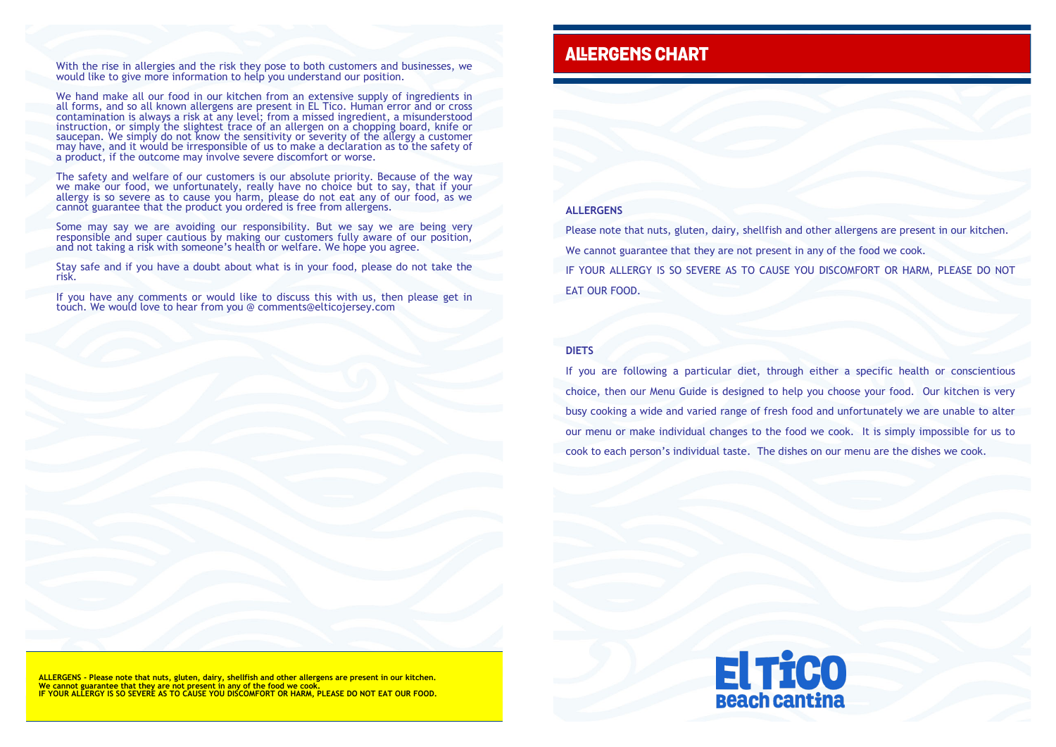With the rise in allergies and the risk they pose to both customers and businesses, we would like to give more information to help you understand our position.

We hand make all our food in our kitchen from an extensive supply of ingredients in all forms, and so all known allergens are present in EL Tico. Human error and or cross contamination is always a risk at any level; from a missed ingredient, a misunderstood instruction, or simply the slightest trace of an allergen on a chopping board, knife or saucepan. We simply do not know the sensitivity or severity of the allergy a customer may have, and it would be irresponsible of us to make a declaration as to the safety of a product, if the outcome may involve severe discomfort or worse.

The safety and welfare of our customers is our absolute priority. Because of the way we make our food, we unfortunately, really have no choice but to say, that if your allergy is so severe as to cause you harm, please do not eat any of our food, as we cannot guarantee that the product you ordered is free from allergens.

Some may say we are avoiding our responsibility. But we say we are being very responsible and super cautious by making our customers fully aware of our position, and not taking a risk with someone's health or welfare. We hope you agree.

Stay safe and if you have a doubt about what is in your food, please do not take the risk.

If you have any comments or would like to discuss this with us, then please get in touch. We would love to hear from you @ comments@elticojersey.com

**ALLERGENS - Please note that nuts, gluten, dairy, shellfish and other allergens are present in our kitchen.**
**We cannot guarantee that they are not present in any of the food we cook.**
**IF YOUR ALLERGY IS SO SEVERE AS TO CAUSE YOU DISCOMFORT OR HARM, PLEASE DO NOT EAT OUR FOOD.**

# ALLERGENS CHART

### ALLERGENS

Please note that nuts, gluten, dairy, shellfish and other allergens are present in our kitchen.

We cannot guarantee that they are not present in any of the food we cook.

IF YOUR ALLERGY IS SO SEVERE AS TO CAUSE YOU DISCOMFORT OR HARM, PLEASE DO NOT EAT OUR FOOD.

### DIETS

If you are following a particular diet, through either a specific health or conscientious choice, then our Menu Guide is designed to help you choose your food. Our kitchen is very busy cooking a wide and varied range of fresh food and unfortunately we are unable to alter our menu or make individual changes to the food we cook. It is simply impossible for us to cook to each person's individual taste. The dishes on our menu are the dishes we cook.

El Tico
Beach cantina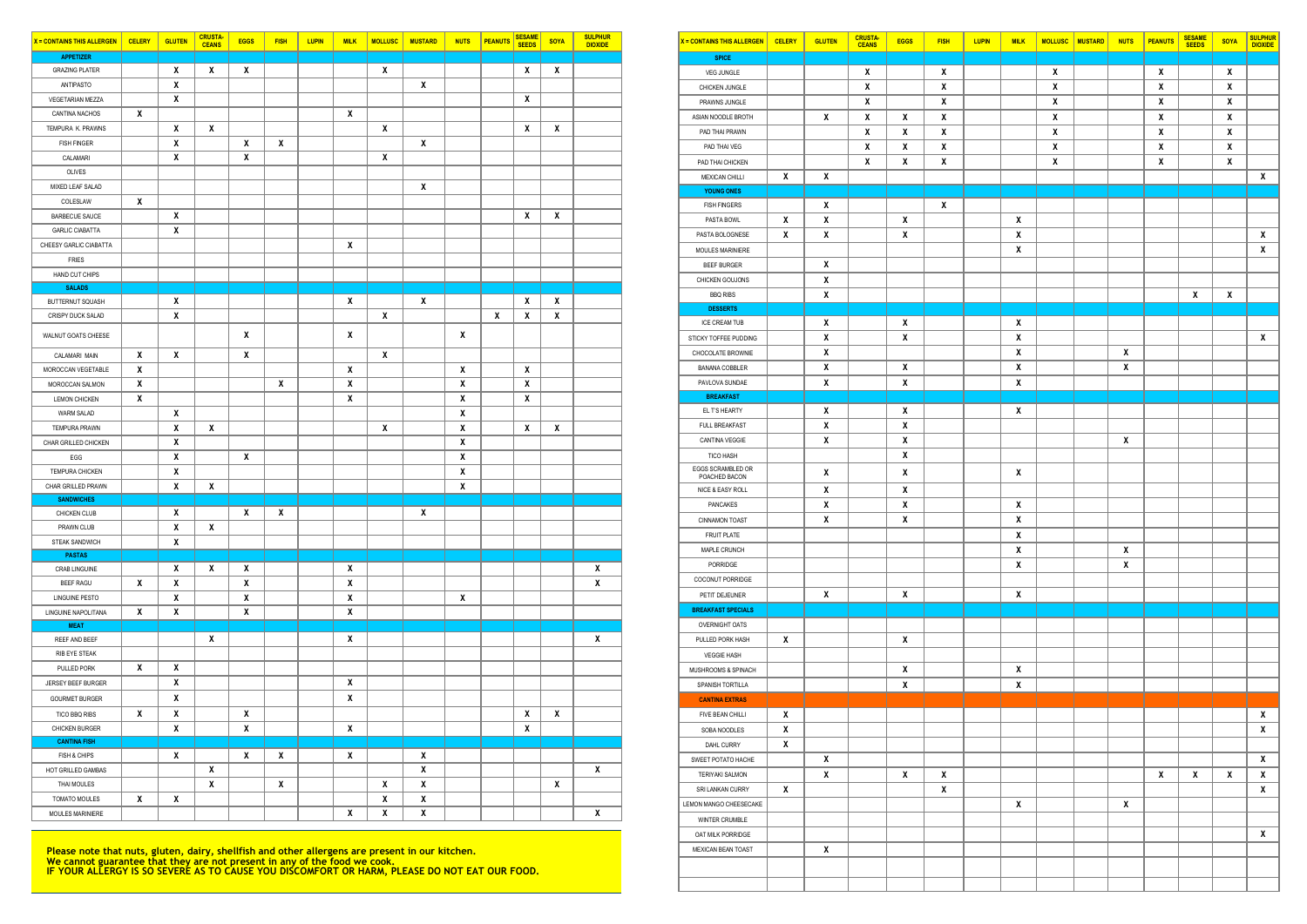| X = CONTAINS THIS ALLERGEN | CELERY | GLUTEN | CRUSTACEANS | EGGS | FISH | LUPIN | MILK | MOLLUSC | MUSTARD | NUTS | PEANUTS | SESAME SEEDS | SOYA | SULPHUR DIOXIDE |
|---|---|---|---|---|---|---|---|---|---|---|---|---|---|---|
| **APPETIZER** | | | | | | | | | | | | | | |
| GRAZING PLATER | | X | X | X | | | | X | | | | X | X | |
| ANTIPASTO | | X | | | | | | | X | | | | | |
| VEGETARIAN MEZZA | | X | | | | | | | | | | X | | |
| CANTINA NACHOS | X | | | | | | X | | | | | | | |
| TEMPURA K. PRAWNS | | X | X | | | | | X | | | | X | X | |
| FISH FINGER | | X | | X | X | | | | X | | | | | |
| CALAMARI | | X | | X | | | | X | | | | | | |
| OLIVES | | | | | | | | | | | | | | |
| MIXED LEAF SALAD | | | | | | | | | X | | | | | |
| COLESLAW | X | | | | | | | | | | | | | |
| BARBECUE SAUCE | | X | | | | | | | | | | X | X | |
| GARLIC CIABATTA | | X | | | | | | | | | | | | |
| CHEESY GARLIC CIABATTA | | | | | | | X | | | | | | | |
| FRIES | | | | | | | | | | | | | | |
| HAND CUT CHIPS | | | | | | | | | | | | | | |
| **SALADS** | | | | | | | | | | | | | | |
| BUTTERNUT SQUASH | | X | | | | | X | | X | | | X | X | |
| CRISPY DUCK SALAD | | X | | | | | | X | | | X | X | X | |
| WALNUT GOATS CHEESE | | | | X | | | X | | | X | | | | |
| CALAMARI MAIN | X | X | | X | | | | X | | | | | | |
| MOROCCAN VEGETABLE | X | | | | | | X | | | X | | X | | |
| MOROCCAN SALMON | X | | | | X | | X | | | X | | X | | |
| LEMON CHICKEN | X | | | | | | X | | | X | | X | | |
| WARM SALAD | | X | | | | | | | | X | | | | |
| TEMPURA PRAWN | | X | X | | | | | X | | X | | X | X | |
| CHAR GRILLED CHICKEN | | X | | | | | | | | X | | | | |
| EGG | | X | | X | | | | | | X | | | | |
| TEMPURA CHICKEN | | X | | | | | | | | X | | | | |
| CHAR GRILLED PRAWN | | X | X | | | | | | | X | | | | |
| **SANDWICHES** | | | | | | | | | | | | | | |
| CHICKEN CLUB | | X | | X | X | | | | X | | | | | |
| PRAWN CLUB | | X | X | | | | | | | | | | | |
| STEAK SANDWICH | | X | | | | | | | | | | | | |
| **PASTAS** | | | | | | | | | | | | | | |
| CRAB LINGUINE | | X | X | X | | | X | | | | | | | X |
| BEEF RAGU | X | X | | X | | | X | | | | | | | X |
| LINGUINE PESTO | | X | | X | | | X | | | X | | | | |
| LINGUINE NAPOLITANA | X | X | | X | | | X | | | | | | | |
| **MEAT** | | | | | | | | | | | | | | |
| REEF AND BEEF | | | X | | | | X | | | | | | | X |
| RIB EYE STEAK | | | | | | | | | | | | | | |
| PULLED PORK | X | X | | | | | | | | | | | | |
| JERSEY BEEF BURGER | | X | | | | | X | | | | | | | |
| GOURMET BURGER | | X | | | | | X | | | | | | | |
| TICO BBQ RIBS | X | X | | X | | | | | | | | X | X | |
| CHICKEN BURGER | | X | | X | | | X | | | | | X | | |
| **CANTINA FISH** | | | | | | | | | | | | | | |
| FISH & CHIPS | | X | | X | X | | X | | X | | | | | |
| HOT GRILLED GAMBAS | | | X | | | | | | X | | | | | X |
| THAI MOULES | | | X | | X | | | X | X | | | | X | |
| TOMATO MOULES | X | X | | | | | | X | X | | | | | |
| MOULES MARINIERE | | | | | | | X | X | X | | | | | X |

**Please note that nuts, gluten, dairy, shellfish and other allergens are present in our kitchen.**
**We cannot guarantee that they are not present in any of the food we cook.**
**IF YOUR ALLERGY IS SO SEVERE AS TO CAUSE YOU DISCOMFORT OR HARM, PLEASE DO NOT EAT OUR FOOD.**

| X = CONTAINS THIS ALLERGEN | CELERY | GLUTEN | CRUSTACEANS | EGGS | FISH | LUPIN | MILK | MOLLUSC | MUSTARD | NUTS | PEANUTS | SESAME SEEDS | SOYA | SULPHUR DIOXIDE |
|---|---|---|---|---|---|---|---|---|---|---|---|---|---|---|
| **SPICE** | | | | | | | | | | | | | | |
| VEG JUNGLE | | | X | | X | | | X | | | X | | X | |
| CHICKEN JUNGLE | | | X | | X | | | X | | | X | | X | |
| PRAWNS JUNGLE | | | X | | X | | | X | | | X | | X | |
| ASIAN NOODLE BROTH | | X | X | X | X | | | X | | | X | | X | |
| PAD THAI PRAWN | | | X | X | X | | | X | | | X | | X | |
| PAD THAI VEG | | | X | X | X | | | X | | | X | | X | |
| PAD THAI CHICKEN | | | X | X | X | | | X | | | X | | X | |
| MEXICAN CHILLI | X | X | | | | | | | | | | | | X |
| **YOUNG ONES** | | | | | | | | | | | | | | |
| FISH FINGERS | | X | | | X | | | | | | | | | |
| PASTA BOWL | X | X | | X | | | X | | | | | | | |
| PASTA BOLOGNESE | X | X | | X | | | X | | | | | | | X |
| MOULES MARINIERE | | | | | | | X | | | | | | | X |
| BEEF BURGER | | X | | | | | | | | | | | | |
| CHICKEN GOUJONS | | X | | | | | | | | | | | | |
| BBQ RIBS | | X | | | | | | | | | | X | X | |
| **DESSERTS** | | | | | | | | | | | | | | |
| ICE CREAM TUB | | X | | X | | | X | | | | | | | |
| STICKY TOFFEE PUDDING | | X | | X | | | X | | | | | | | X |
| CHOCOLATE BROWNIE | | X | | | | | X | | | X | | | | |
| BANANA COBBLER | | X | | X | | | X | | | X | | | | |
| PAVLOVA SUNDAE | | X | | X | | | X | | | | | | | |
| **BREAKFAST** | | | | | | | | | | | | | | |
| EL T'S HEARTY | | X | | X | | | X | | | | | | | |
| FULL BREAKFAST | | X | | X | | | | | | | | | | |
| CANTINA VEGGIE | | X | | X | | | | | | X | | | | |
| TICO HASH | | | | X | | | | | | | | | | |
| EGGS SCRAMBLED OR POACHED BACON | | X | | X | | | X | | | | | | | |
| NICE & EASY ROLL | | X | | X | | | | | | | | | | |
| PANCAKES | | X | | X | | | X | | | | | | | |
| CINNAMON TOAST | | X | | X | | | X | | | | | | | |
| FRUIT PLATE | | | | | | | X | | | | | | | |
| MAPLE CRUNCH | | | | | | | X | | | X | | | | |
| PORRIDGE | | | | | | | X | | | X | | | | |
| COCONUT PORRIDGE | | | | | | | | | | | | | | |
| PETIT DEJEUNER | | X | | X | | | X | | | | | | | |
| **BREAKFAST SPECIALS** | | | | | | | | | | | | | | |
| OVERNIGHT OATS | | | | | | | | | | | | | | |
| PULLED PORK HASH | X | | | X | | | | | | | | | | |
| VEGGIE HASH | | | | | | | | | | | | | | |
| MUSHROOMS & SPINACH | | | | X | | | X | | | | | | | |
| SPANISH TORTILLA | | | | X | | | X | | | | | | | |
| **CANTINA EXTRAS** | | | | | | | | | | | | | | |
| FIVE BEAN CHILLI | X | | | | | | | | | | | | | X |
| SOBA NOODLES | X | | | | | | | | | | | | | X |
| DAHL CURRY | X | | | | | | | | | | | | | |
| SWEET POTATO HACHE | | X | | | | | | | | | | | | X |
| TERIYAKI SALMON | | X | | X | X | | | | | | X | X | X | X |
| SRI LANKAN CURRY | X | | | | X | | | | | | | | | X |
| LEMON MANGO CHEESECAKE | | | | | | | X | | | X | | | | |
| WINTER CRUMBLE | | | | | | | | | | | | | | |
| OAT MILK PORRIDGE | | | | | | | | | | | | | | X |
| MEXICAN BEAN TOAST | | X | | | | | | | | | | | | |